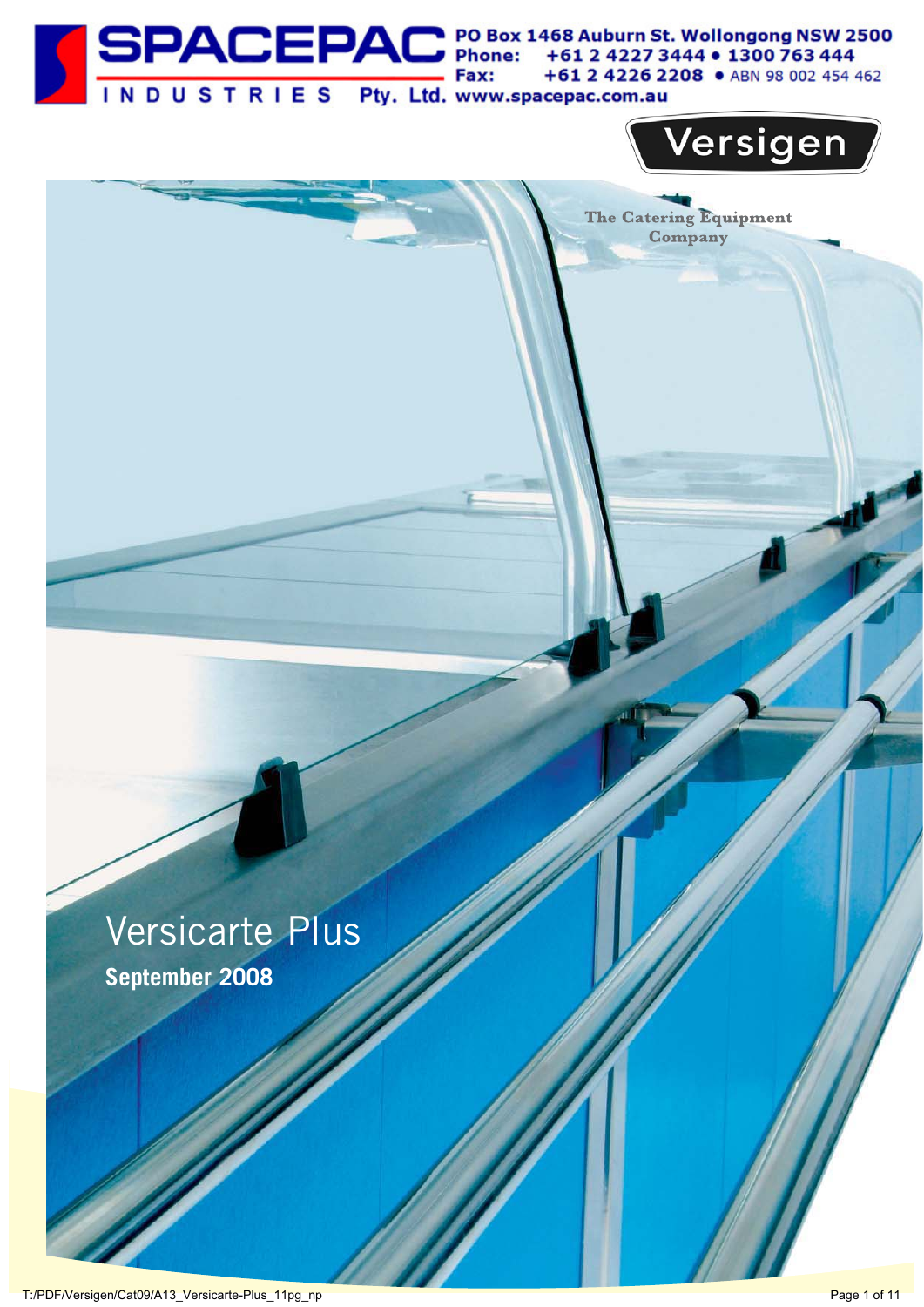**SPACEPAC INDUSTRIES Pty. Ltd.**

PO Box 1468 Auburn St. Wollongong NSW 2500
Phone: +61 2 4227 3444 • 1300 763 444
Fax: +61 2 4226 2208 • ABN 98 002 454 462
www.spacepac.com.au

**Versigen**

The Catering Equipment Company

# Versicarte Plus

**September 2008**

T:/PDF/Versigen/Cat09/A13_Versicarte-Plus_11pg_np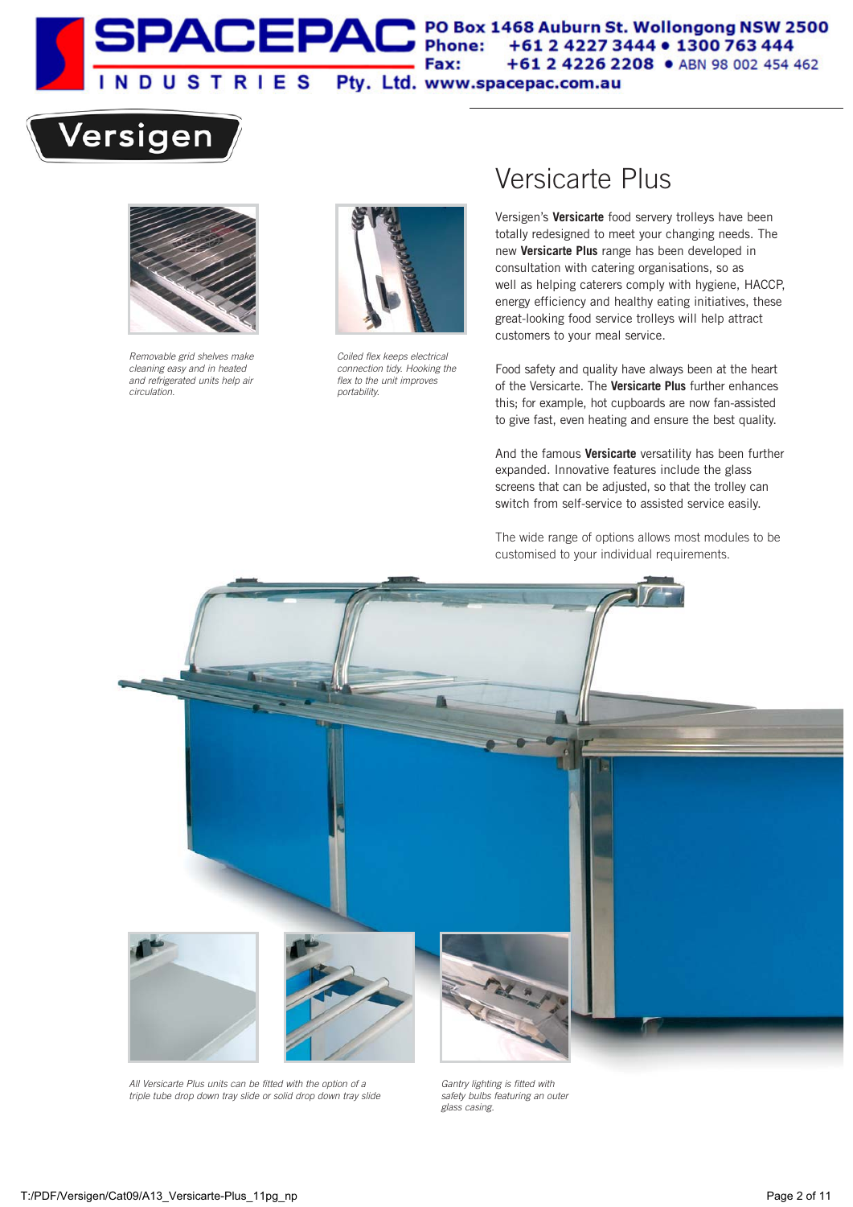# Versicarte Plus

Versigen's **Versicarte** food servery trolleys have been totally redesigned to meet your changing needs. The new **Versicarte Plus** range has been developed in consultation with catering organisations, so as well as helping caterers comply with hygiene, HACCP, energy efficiency and healthy eating initiatives, these great-looking food service trolleys will help attract customers to your meal service.

Food safety and quality have always been at the heart of the Versicarte. The **Versicarte Plus** further enhances this; for example, hot cupboards are now fan-assisted to give fast, even heating and ensure the best quality.

And the famous **Versicarte** versatility has been further expanded. Innovative features include the glass screens that can be adjusted, so that the trolley can switch from self-service to assisted service easily.

The wide range of options allows most modules to be customised to your individual requirements.

*Removable grid shelves make cleaning easy and in heated and refrigerated units help air circulation.*

*Coiled flex keeps electrical connection tidy. Hooking the flex to the unit improves portability.*

*All Versicarte Plus units can be fitted with the option of a triple tube drop down tray slide or solid drop down tray slide*

*Gantry lighting is fitted with safety bulbs featuring an outer glass casing.*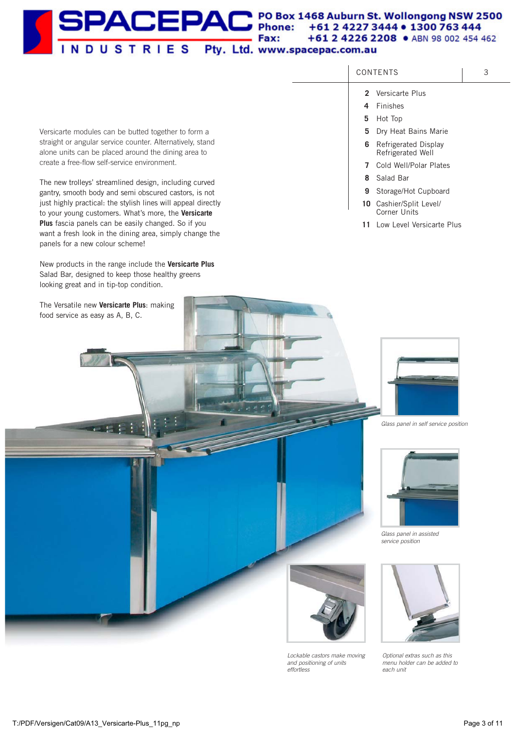SPACEPAC INDUSTRIES Pty. Ltd.
PO Box 1468 Auburn St. Wollongong NSW 2500
Phone: +61 2 4227 3444 • 1300 763 444
Fax: +61 2 4226 2208 • ABN 98 002 454 462
www.spacepac.com.au

## CONTENTS

- **2** Versicarte Plus
- **4** Finishes
- **5** Hot Top
- **5** Dry Heat Bains Marie
- **6** Refrigerated Display Refrigerated Well
- **7** Cold Well/Polar Plates
- **8** Salad Bar
- **9** Storage/Hot Cupboard
- **10** Cashier/Split Level/ Corner Units
- **11** Low Level Versicarte Plus

Versicarte modules can be butted together to form a straight or angular service counter. Alternatively, stand alone units can be placed around the dining area to create a free-flow self-service environment.

The new trolleys' streamlined design, including curved gantry, smooth body and semi obscured castors, is not just highly practical: the stylish lines will appeal directly to your young customers. What's more, the **Versicarte Plus** fascia panels can be easily changed. So if you want a fresh look in the dining area, simply change the panels for a new colour scheme!

New products in the range include the **Versicarte Plus** Salad Bar, designed to keep those healthy greens looking great and in tip-top condition.

The Versatile new **Versicarte Plus**: making food service as easy as A, B, C.

*Glass panel in self service position*

*Glass panel in assisted service position*

*Lockable castors make moving and positioning of units effortless*

*Optional extras such as this menu holder can be added to each unit*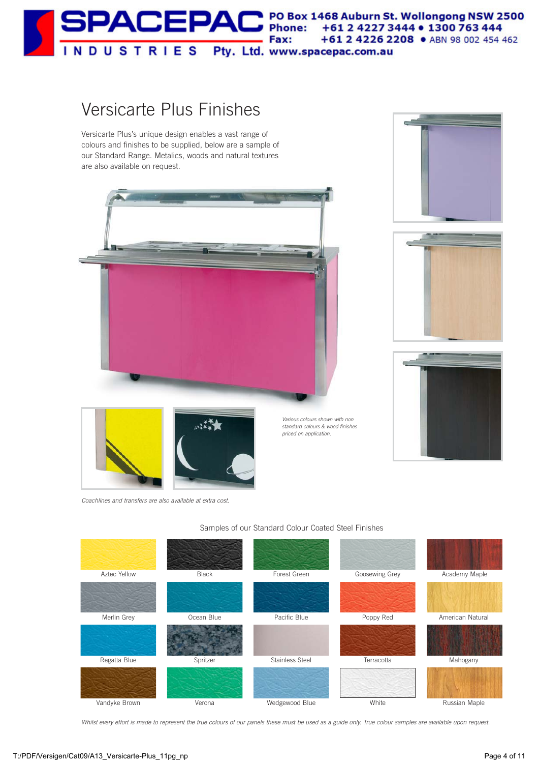# Versicarte Plus Finishes

Versicarte Plus's unique design enables a vast range of colours and finishes to be supplied, below are a sample of our Standard Range. Metalics, woods and natural textures are also available on request.

*Various colours shown with non standard colours & wood finishes priced on application.*

*Coachlines and transfers are also available at extra cost.*

## Samples of our Standard Colour Coated Steel Finishes

| | | | | |
|---|---|---|---|---|
| Aztec Yellow | Black | Forest Green | Goosewing Grey | Academy Maple |
| Merlin Grey | Ocean Blue | Pacific Blue | Poppy Red | American Natural |
| Regatta Blue | Spritzer | Stainless Steel | Terracotta | Mahogany |
| Vandyke Brown | Verona | Wedgewood Blue | White | Russian Maple |

*Whilst every effort is made to represent the true colours of our panels these must be used as a guide only. True colour samples are available upon request.*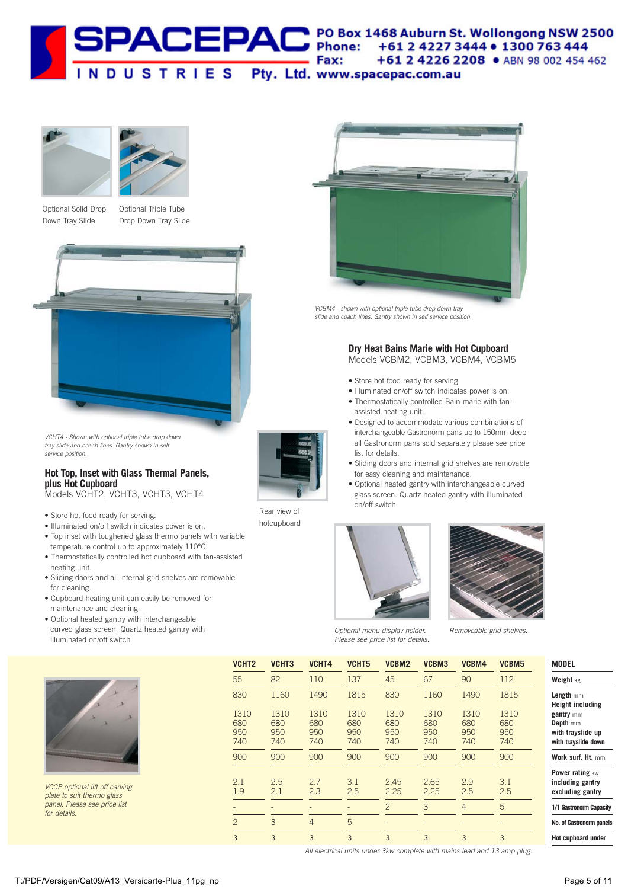SPACEPAC INDUSTRIES Pty. Ltd.

PO Box 1468 Auburn St. Wollongong NSW 2500
Phone: +61 2 4227 3444 • 1300 763 444
Fax: +61 2 4226 2208 • ABN 98 002 454 462
www.spacepac.com.au

Optional Solid Drop Down Tray Slide

Optional Triple Tube Drop Down Tray Slide

*VCHT4 - Shown with optional triple tube drop down tray slide and coach lines. Gantry shown in self service position.*

## Hot Top, Inset with Glass Thermal Panels, plus Hot Cupboard

Models VCHT2, VCHT3, VCHT3, VCHT4

- Store hot food ready for serving.
- Illuminated on/off switch indicates power is on.
- Top inset with toughened glass thermo panels with variable temperature control up to approximately 110°C.
- Thermostatically controlled hot cupboard with fan-assisted heating unit.
- Sliding doors and all internal grid shelves are removable for cleaning.
- Cupboard heating unit can easily be removed for maintenance and cleaning.
- Optional heated gantry with interchangeable curved glass screen. Quartz heated gantry with illuminated on/off switch

Rear view of hotcupboard

*VCBM4 - shown with optional triple tube drop down tray slide and coach lines. Gantry shown in self service position.*

## Dry Heat Bains Marie with Hot Cupboard

Models VCBM2, VCBM3, VCBM4, VCBM5

- Store hot food ready for serving.
- Illuminated on/off switch indicates power is on.
- Thermostatically controlled Bain-marie with fan-assisted heating unit.
- Designed to accommodate various combinations of interchangeable Gastronorm pans up to 150mm deep all Gastronorm pans sold separately please see price list for details.
- Sliding doors and internal grid shelves are removable for easy cleaning and maintenance.
- Optional heated gantry with interchangeable curved glass screen. Quartz heated gantry with illuminated on/off switch

*Optional menu display holder. Please see price list for details.*

*Removeable grid shelves.*

*VCCP optional lift off carving plate to suit thermo glass panel. Please see price list for details.*

| VCHT2 | VCHT3 | VCHT4 | VCHT5 | VCBM2 | VCBM3 | VCBM4 | VCBM5 | MODEL |
|---|---|---|---|---|---|---|---|---|
| 55 | 82 | 110 | 137 | 45 | 67 | 90 | 112 | Weight kg |
| 830 | 1160 | 1490 | 1815 | 830 | 1160 | 1490 | 1815 | Length mm |
| 1310 | 1310 | 1310 | 1310 | 1310 | 1310 | 1310 | 1310 | Height including gantry mm |
| 680 | 680 | 680 | 680 | 680 | 680 | 680 | 680 | Depth mm |
| 950 | 950 | 950 | 950 | 950 | 950 | 950 | 950 | with trayslide up |
| 740 | 740 | 740 | 740 | 740 | 740 | 740 | 740 | with trayslide down |
| 900 | 900 | 900 | 900 | 900 | 900 | 900 | 900 | Work surf. Ht. mm |
| 2.1 | 2.5 | 2.7 | 3.1 | 2.45 | 2.65 | 2.9 | 3.1 | Power rating kw including gantry |
| 1.9 | 2.1 | 2.3 | 2.5 | 2.25 | 2.25 | 2.5 | 2.5 | excluding gantry |
| - | - | - | - | 2 | 3 | 4 | 5 | 1/1 Gastronorm Capacity |
| 2 | 3 | 4 | 5 | - | - | - | - | No. of Gastronorm panels |
| 3 | 3 | 3 | 3 | 3 | 3 | 3 | 3 | Hot cupboard under |

*All electrical units under 3kw complete with mains lead and 13 amp plug.*

T:/PDF/Versigen/Cat09/A13_Versicarte-Plus_11pg_np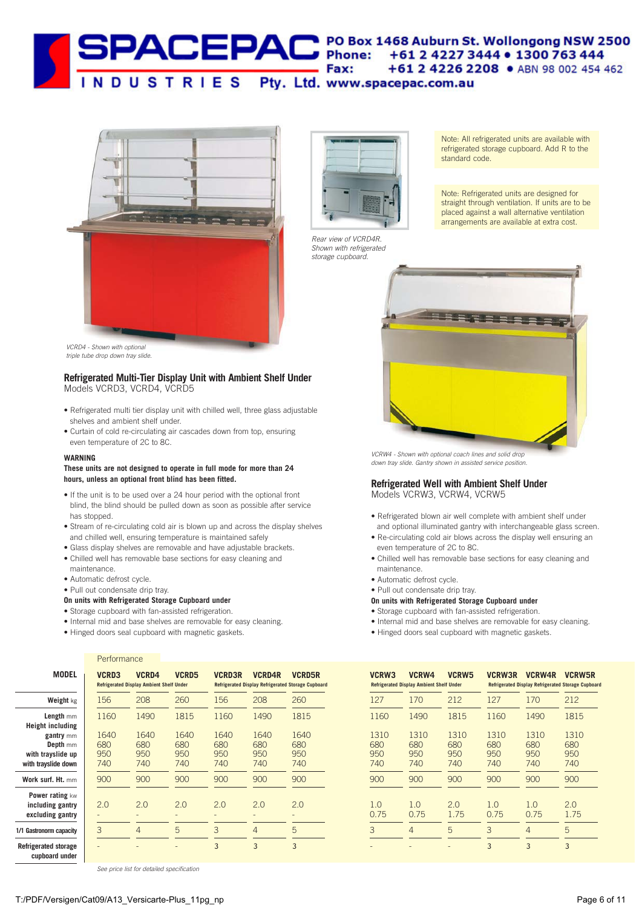# SPACEPAC INDUSTRIES Pty. Ltd.

PO Box 1468 Auburn St. Wollongong NSW 2500
Phone: +61 2 4227 3444 • 1300 763 444
Fax: +61 2 4226 2208 • ABN 98 002 454 462
www.spacepac.com.au

*VCRD4 - Shown with optional triple tube drop down tray slide.*

*Rear view of VCRD4R. Shown with refrigerated storage cupboard.*

Note: All refrigerated units are available with refrigerated storage cupboard. Add R to the standard code.

Note: Refrigerated units are designed for straight through ventilation. If units are to be placed against a wall alternative ventilation arrangements are available at extra cost.

## Refrigerated Multi-Tier Display Unit with Ambient Shelf Under

Models VCRD3, VCRD4, VCRD5

- Refrigerated multi tier display unit with chilled well, three glass adjustable shelves and ambient shelf under.
- Curtain of cold re-circulating air cascades down from top, ensuring even temperature of 2C to 8C.

**WARNING**

**These units are not designed to operate in full mode for more than 24 hours, unless an optional front blind has been fitted.**

- If the unit is to be used over a 24 hour period with the optional front blind, the blind should be pulled down as soon as possible after service has stopped.
- Stream of re-circulating cold air is blown up and across the display shelves and chilled well, ensuring temperature is maintained safely
- Glass display shelves are removable and have adjustable brackets.
- Chilled well has removable base sections for easy cleaning and maintenance.
- Automatic defrost cycle.
- Pull out condensate drip tray.

**On units with Refrigerated Storage Cupboard under**

- Storage cupboard with fan-assisted refrigeration.
- Internal mid and base shelves are removable for easy cleaning.
- Hinged doors seal cupboard with magnetic gaskets.

*VCRW4 - Shown with optional coach lines and solid drop down tray slide. Gantry shown in assisted service position.*

## Refrigerated Well with Ambient Shelf Under

Models VCRW3, VCRW4, VCRW5

- Refrigerated blown air well complete with ambient shelf under and optional illuminated gantry with interchangeable glass screen.
- Re-circulating cold air blows across the display well ensuring an even temperature of 2C to 8C.
- Chilled well has removable base sections for easy cleaning and maintenance.
- Automatic defrost cycle.
- Pull out condensate drip tray.

**On units with Refrigerated Storage Cupboard under**

- Storage cupboard with fan-assisted refrigeration.
- Internal mid and base shelves are removable for easy cleaning.
- Hinged doors seal cupboard with magnetic gaskets.

### Performance

| MODEL | VCRD3 | VCRD4 | VCRD5 | VCRD3R | VCRD4R | VCRD5R | VCRW3 | VCRW4 | VCRW5 | VCRW3R | VCRW4R | VCRW5R |
|---|---|---|---|---|---|---|---|---|---|---|---|---|
| | Refrigerated Display Ambient Shelf Under | | | Refrigerated Display Refrigerated Storage Cupboard | | | Refrigerated Display Ambient Shelf Under | | | Refrigerated Display Refrigerated Storage Cupboard | | |
| Weight kg | 156 | 208 | 260 | 156 | 208 | 260 | 127 | 170 | 212 | 127 | 170 | 212 |
| Length mm | 1160 | 1490 | 1815 | 1160 | 1490 | 1815 | 1160 | 1490 | 1815 | 1160 | 1490 | 1815 |
| Height including gantry mm | 1640 | 1640 | 1640 | 1640 | 1640 | 1640 | 1310 | 1310 | 1310 | 1310 | 1310 | 1310 |
| Depth mm | 680 | 680 | 680 | 680 | 680 | 680 | 680 | 680 | 680 | 680 | 680 | 680 |
| with trayslide up | 950 | 950 | 950 | 950 | 950 | 950 | 950 | 950 | 950 | 950 | 950 | 950 |
| with trayslide down | 740 | 740 | 740 | 740 | 740 | 740 | 740 | 740 | 740 | 740 | 740 | 740 |
| Work surf. Ht. mm | 900 | 900 | 900 | 900 | 900 | 900 | 900 | 900 | 900 | 900 | 900 | 900 |
| Power rating kw including gantry | 2.0 | 2.0 | 2.0 | 2.0 | 2.0 | 2.0 | 1.0 | 1.0 | 2.0 | 1.0 | 1.0 | 2.0 |
| excluding gantry | - | - | - | - | - | - | 0.75 | 0.75 | 1.75 | 0.75 | 0.75 | 1.75 |
| 1/1 Gastronorm capacity | 3 | 4 | 5 | 3 | 4 | 5 | 3 | 4 | 5 | 3 | 4 | 5 |
| Refrigerated storage cupboard under | - | - | - | 3 | 3 | 3 | - | - | - | 3 | 3 | 3 |

*See price list for detailed specification*

T:/PDF/Versigen/Cat09/A13_Versicarte-Plus_11pg_np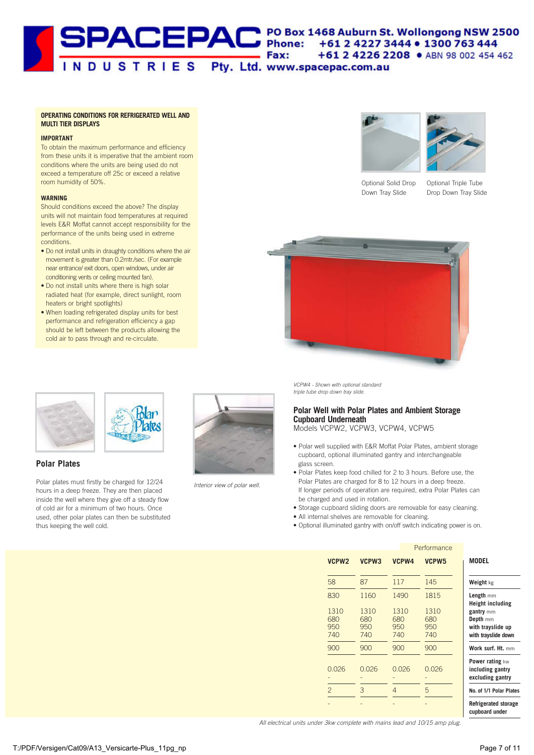# SPACEPAC INDUSTRIES Pty. Ltd.

PO Box 1468 Auburn St. Wollongong NSW 2500
Phone: +61 2 4227 3444 • 1300 763 444
Fax: +61 2 4226 2208 • ABN 98 002 454 462
www.spacepac.com.au

### OPERATING CONDITIONS FOR REFRIGERATED WELL AND MULTI TIER DISPLAYS

**IMPORTANT**

To obtain the maximum performance and efficiency from these units it is imperative that the ambient room conditions where the units are being used do not exceed a temperature off 25c or exceed a relative room humidity of 50%.

**WARNING**

Should conditions exceed the above? The display units will not maintain food temperatures at required levels E&R Moffat cannot accept responsibility for the performance of the units being used in extreme conditions.

- Do not install units in draughty conditions where the air movement is greater than 0.2mtr./sec. (For example near entrance/ exit doors, open windows, under air conditioning vents or ceiling mounted fan).
- Do not install units where there is high solar radiated heat (for example, direct sunlight, room heaters or bright spotlights)
- When loading refrigerated display units for best performance and refrigeration efficiency a gap should be left between the products allowing the cold air to pass through and re-circulate.

Optional Solid Drop Down Tray Slide

Optional Triple Tube Drop Down Tray Slide

*VCPW4 - Shown with optional standard triple tube drop down tray slide.*

## Polar Plates

Polar plates must firstly be charged for 12/24 hours in a deep freeze. They are then placed inside the well where they give off a steady flow of cold air for a minimum of two hours. Once used, other polar plates can then be substituted thus keeping the well cold.

*Interior view of polar well.*

## Polar Well with Polar Plates and Ambient Storage Cupboard Underneath

Models VCPW2, VCPW3, VCPW4, VCPW5

- Polar well supplied with E&R Moffat Polar Plates, ambient storage cupboard, optional illuminated gantry and interchangeable glass screen.
- Polar Plates keep food chilled for 2 to 3 hours. Before use, the Polar Plates are charged for 8 to 12 hours in a deep freeze. If longer periods of operation are required, extra Polar Plates can be charged and used in rotation.
- Storage cupboard sliding doors are removable for easy cleaning.
- All internal shelves are removable for cleaning.
- Optional illuminated gantry with on/off switch indicating power is on.

Performance

| MODEL | VCPW2 | VCPW3 | VCPW4 | VCPW5 |
|---|---|---|---|---|
| Weight kg | 58 | 87 | 117 | 145 |
| Length mm | 830 | 1160 | 1490 | 1815 |
| Height including gantry mm | 1310 | 1310 | 1310 | 1310 |
| Depth mm | 680 | 680 | 680 | 680 |
| with trayslide up | 950 | 950 | 950 | 950 |
| with trayslide down | 740 | 740 | 740 | 740 |
| Work surf. Ht. mm | 900 | 900 | 900 | 900 |
| Power rating kw including gantry | 0.026 | 0.026 | 0.026 | 0.026 |
| excluding gantry | - | - | - | - |
| No. of 1/1 Polar Plates | 2 | 3 | 4 | 5 |
| Refrigerated storage cupboard under | - | - | - | - |

*All electrical units under 3kw complete with mains lead and 10/15 amp plug.*

T:/PDF/Versigen/Cat09/A13_Versicarte-Plus_11pg_np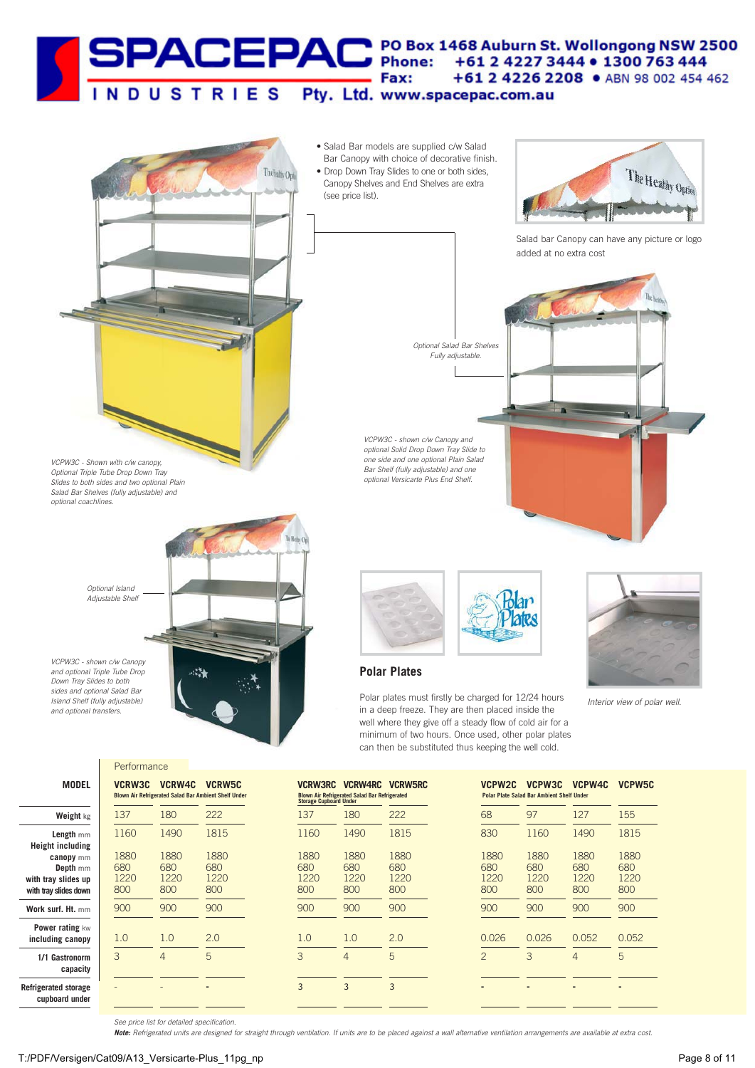# SPACEPAC INDUSTRIES Pty. Ltd.

PO Box 1468 Auburn St. Wollongong NSW 2500
Phone: +61 2 4227 3444 • 1300 763 444
Fax: +61 2 4226 2208 • ABN 98 002 454 462
www.spacepac.com.au

- Salad Bar models are supplied c/w Salad Bar Canopy with choice of decorative finish.
- Drop Down Tray Slides to one or both sides, Canopy Shelves and End Shelves are extra (see price list).

Salad bar Canopy can have any picture or logo added at no extra cost

*Optional Salad Bar Shelves Fully adjustable.*

*VCPW3C - Shown with c/w canopy, Optional Triple Tube Drop Down Tray Slides to both sides and two optional Plain Salad Bar Shelves (fully adjustable) and optional coachlines.*

*VCPW3C - shown c/w Canopy and optional Solid Drop Down Tray Slide to one side and one optional Plain Salad Bar Shelf (fully adjustable) and one optional Versicarte Plus End Shelf.*

*Optional Island Adjustable Shelf*

*VCPW3C - shown c/w Canopy and optional Triple Tube Drop Down Tray Slides to both sides and optional Salad Bar Island Shelf (fully adjustable) and optional transfers.*

## Polar Plates

Polar plates must firstly be charged for 12/24 hours in a deep freeze. They are then placed inside the well where they give off a steady flow of cold air for a minimum of two hours. Once used, other polar plates can then be substituted thus keeping the well cold.

*Interior view of polar well.*

Performance

| MODEL | VCRW3C | VCRW4C | VCRW5C | VCRW3RC | VCRW4RC | VCRW5RC | VCPW2C | VCPW3C | VCPW4C | VCPW5C |
|---|---|---|---|---|---|---|---|---|---|---|
| | Blown Air Refrigerated Salad Bar Ambient Shelf Under | | | Blown Air Refrigerated Salad Bar Refrigerated Storage Cupboard Under | | | Polar Plate Salad Bar Ambient Shelf Under | | | |
| Weight kg | 137 | 180 | 222 | 137 | 180 | 222 | 68 | 97 | 127 | 155 |
| Length mm | 1160 | 1490 | 1815 | 1160 | 1490 | 1815 | 830 | 1160 | 1490 | 1815 |
| Height including canopy mm | 1880 | 1880 | 1880 | 1880 | 1880 | 1880 | 1880 | 1880 | 1880 | 1880 |
| Depth mm | 680 | 680 | 680 | 680 | 680 | 680 | 680 | 680 | 680 | 680 |
| with tray slides up | 1220 | 1220 | 1220 | 1220 | 1220 | 1220 | 1220 | 1220 | 1220 | 1220 |
| with tray slides down | 800 | 800 | 800 | 800 | 800 | 800 | 800 | 800 | 800 | 800 |
| Work surf. Ht. mm | 900 | 900 | 900 | 900 | 900 | 900 | 900 | 900 | 900 | 900 |
| Power rating kw including canopy | 1.0 | 1.0 | 2.0 | 1.0 | 1.0 | 2.0 | 0.026 | 0.026 | 0.052 | 0.052 |
| 1/1 Gastronorm capacity | 3 | 4 | 5 | 3 | 4 | 5 | 2 | 3 | 4 | 5 |
| Refrigerated storage cupboard under | - | - | - | 3 | 3 | 3 | - | - | - | - |

*See price list for detailed specification.*

***Note:** Refrigerated units are designed for straight through ventilation. If units are to be placed against a wall alternative ventilation arrangements are available at extra cost.*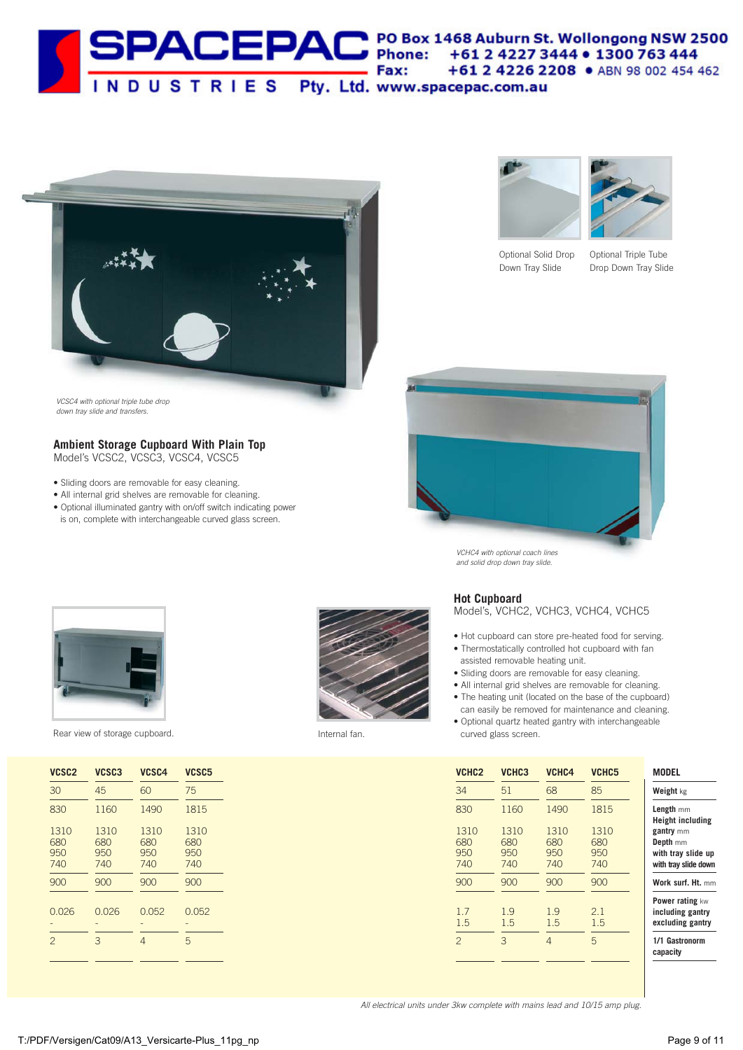SPACEPAC INDUSTRIES Pty. Ltd. PO Box 1468 Auburn St. Wollongong NSW 2500
Phone: +61 2 4227 3444 • 1300 763 444
Fax: +61 2 4226 2208 • ABN 98 002 454 462
www.spacepac.com.au

Optional Solid Drop Down Tray Slide

Optional Triple Tube Drop Down Tray Slide

*VCSC4 with optional triple tube drop down tray slide and transfers.*

## Ambient Storage Cupboard With Plain Top

Model's VCSC2, VCSC3, VCSC4, VCSC5

- Sliding doors are removable for easy cleaning.
- All internal grid shelves are removable for cleaning.
- Optional illuminated gantry with on/off switch indicating power is on, complete with interchangeable curved glass screen.

*VCHC4 with optional coach lines and solid drop down tray slide.*

Rear view of storage cupboard.

Internal fan.

## Hot Cupboard

Model's, VCHC2, VCHC3, VCHC4, VCHC5

- Hot cupboard can store pre-heated food for serving.
- Thermostatically controlled hot cupboard with fan assisted removable heating unit.
- Sliding doors are removable for easy cleaning.
- All internal grid shelves are removable for cleaning.
- The heating unit (located on the base of the cupboard) can easily be removed for maintenance and cleaning.
- Optional quartz heated gantry with interchangeable curved glass screen.

| VCSC2 | VCSC3 | VCSC4 | VCSC5 | VCHC2 | VCHC3 | VCHC4 | VCHC5 | MODEL |
|---|---|---|---|---|---|---|---|---|
| 30 | 45 | 60 | 75 | 34 | 51 | 68 | 85 | Weight kg |
| 830 | 1160 | 1490 | 1815 | 830 | 1160 | 1490 | 1815 | Length mm |
| 1310 | 1310 | 1310 | 1310 | 1310 | 1310 | 1310 | 1310 | Height including gantry mm |
| 680 | 680 | 680 | 680 | 680 | 680 | 680 | 680 | Depth mm |
| 950 | 950 | 950 | 950 | 950 | 950 | 950 | 950 | with tray slide up |
| 740 | 740 | 740 | 740 | 740 | 740 | 740 | 740 | with tray slide down |
| 900 | 900 | 900 | 900 | 900 | 900 | 900 | 900 | Work surf. Ht. mm |
| 0.026 | 0.026 | 0.052 | 0.052 | 1.7 | 1.9 | 1.9 | 2.1 | Power rating kw including gantry |
| - | - | - | - | 1.5 | 1.5 | 1.5 | 1.5 | excluding gantry |
| 2 | 3 | 4 | 5 | 2 | 3 | 4 | 5 | 1/1 Gastronorm capacity |

*All electrical units under 3kw complete with mains lead and 10/15 amp plug.*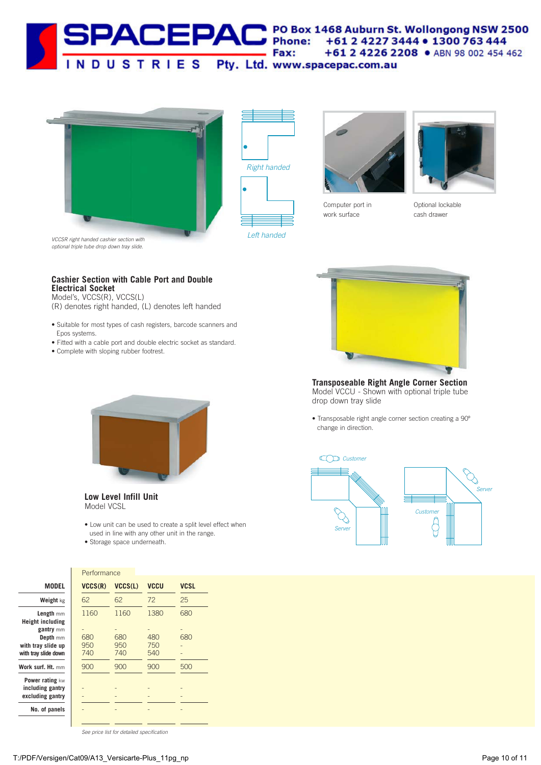**SPACEPAC INDUSTRIES Pty. Ltd.**
PO Box 1468 Auburn St. Wollongong NSW 2500
Phone: +61 2 4227 3444 • 1300 763 444
Fax: +61 2 4226 2208 • ABN 98 002 454 462
www.spacepac.com.au

*VCCSR right handed cashier section with optional triple tube drop down tray slide.*

*Right handed*

*Left handed*

Computer port in work surface

Optional lockable cash drawer

## Cashier Section with Cable Port and Double Electrical Socket

Model's, VCCS(R), VCCS(L)
(R) denotes right handed, (L) denotes left handed

- Suitable for most types of cash registers, barcode scanners and Epos systems.
- Fitted with a cable port and double electric socket as standard.
- Complete with sloping rubber footrest.

## Transposeable Right Angle Corner Section

Model VCCU - Shown with optional triple tube drop down tray slide

- Transposable right angle corner section creating a 90º change in direction.

*Customer* *Server* *Server* *Customer*

## Low Level Infill Unit

Model VCSL

- Low unit can be used to create a split level effect when used in line with any other unit in the range.
- Storage space underneath.

| MODEL | VCCS(R) | VCCS(L) | VCCU | VCSL |
|---|---|---|---|---|
| | Performance | | | |
| Weight kg | 62 | 62 | 72 | 25 |
| Length mm | 1160 | 1160 | 1380 | 680 |
| Height including gantry mm | - | - | - | - |
| Depth mm | 680 | 680 | 480 | 680 |
| with tray slide up | 950 | 950 | 750 | - |
| with tray slide down | 740 | 740 | 540 | - |
| Work surf. Ht. mm | 900 | 900 | 900 | 500 |
| Power rating kw including gantry | - | - | - | - |
| excluding gantry | - | - | - | - |
| No. of panels | - | - | - | - |

*See price list for detailed specification*

T:/PDF/Versigen/Cat09/A13_Versicarte-Plus_11pg_np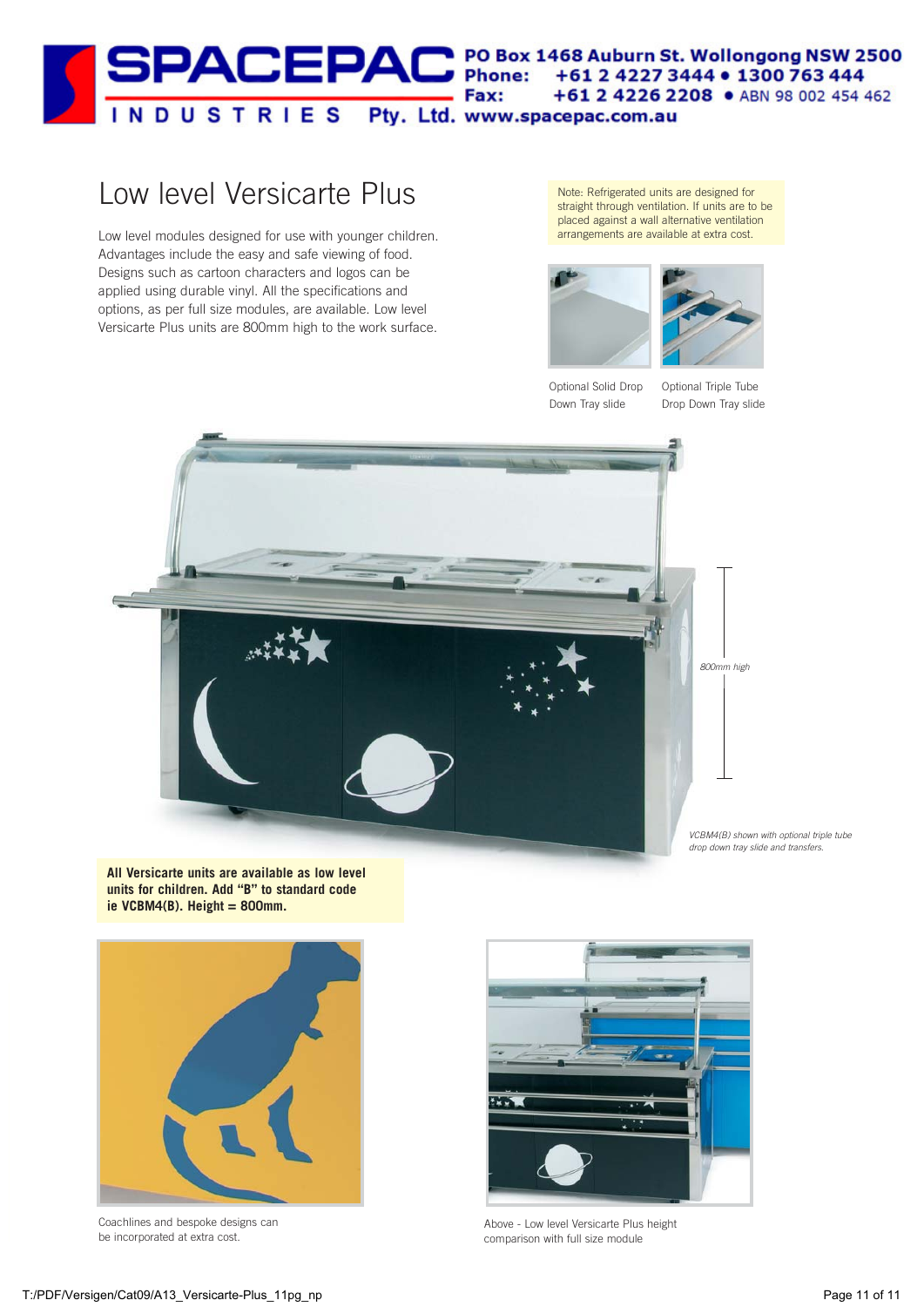# Low level Versicarte Plus

Low level modules designed for use with younger children. Advantages include the easy and safe viewing of food. Designs such as cartoon characters and logos can be applied using durable vinyl. All the specifications and options, as per full size modules, are available. Low level Versicarte Plus units are 800mm high to the work surface.

Note: Refrigerated units are designed for straight through ventilation. If units are to be placed against a wall alternative ventilation arrangements are available at extra cost.

Optional Solid Drop Down Tray slide

Optional Triple Tube Drop Down Tray slide

800mm high

*VCBM4(B) shown with optional triple tube drop down tray slide and transfers.*

**All Versicarte units are available as low level units for children. Add "B" to standard code ie VCBM4(B). Height = 800mm.**

Coachlines and bespoke designs can be incorporated at extra cost.

Above - Low level Versicarte Plus height comparison with full size module